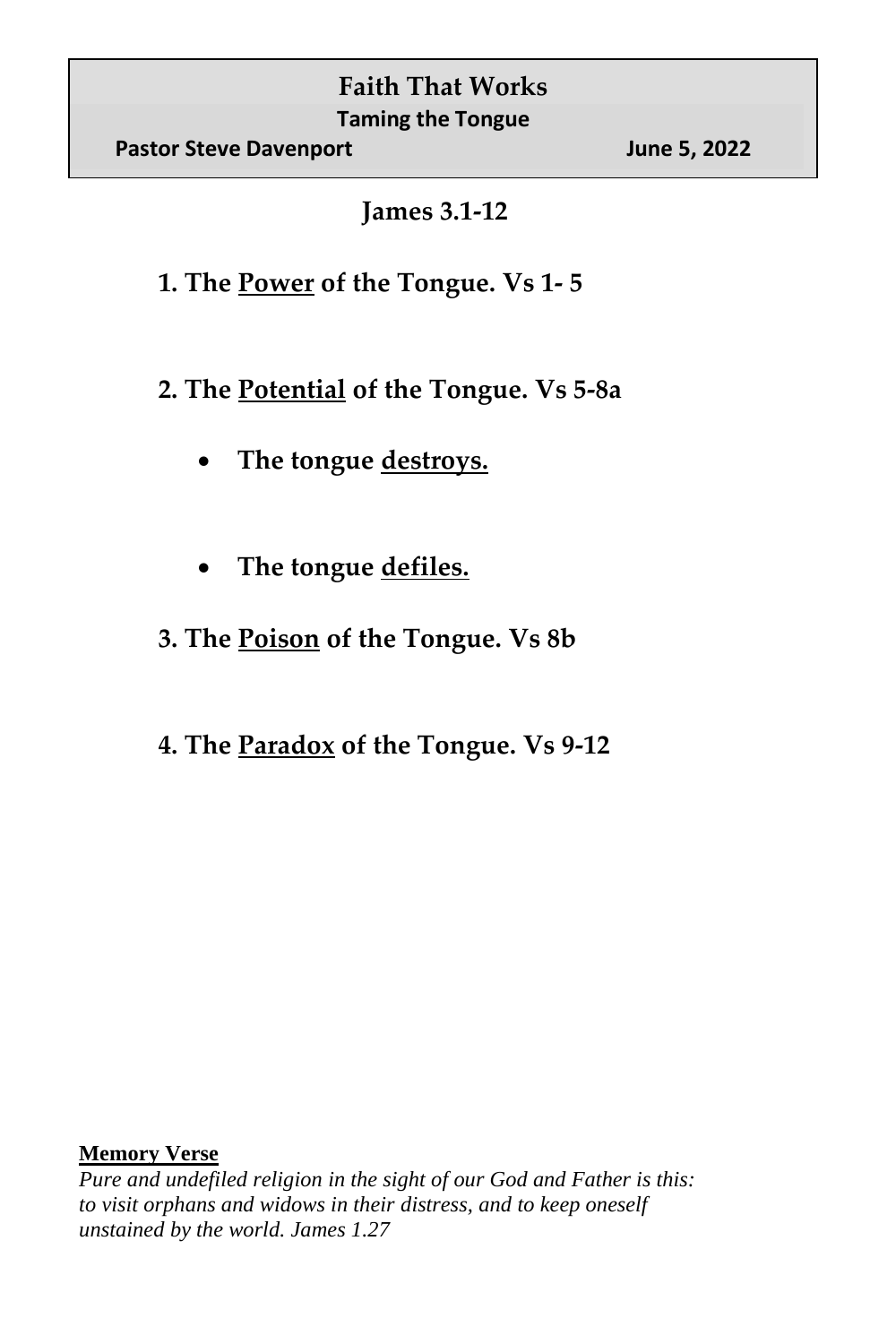# Faith That Works

## Taming the Tongue

**Pastor Steve Davenport** **June 5, 2022**

### James 3.1-12

**1. The <u>Power</u> of the Tongue. Vs 1- 5**

**2. The <u>Potential</u> of the Tongue. Vs 5-8a**

- **The tongue <u>destroys.</u>**

- **The tongue <u>defiles.</u>**

**3. The <u>Poison</u> of the Tongue. Vs 8b**

**4. The <u>Paradox</u> of the Tongue. Vs 9-12**

**<u>Memory Verse</u>**

*Pure and undefiled religion in the sight of our God and Father is this: to visit orphans and widows in their distress, and to keep oneself unstained by the world. James 1.27*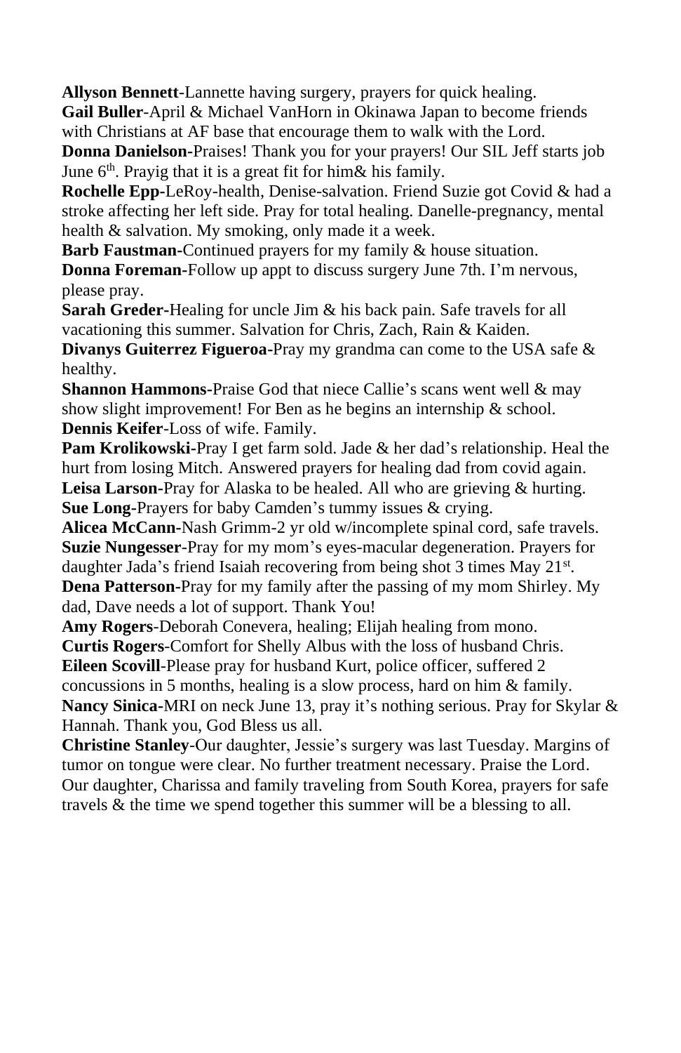**Allyson Bennett**-Lannette having surgery, prayers for quick healing.
**Gail Buller**-April & Michael VanHorn in Okinawa Japan to become friends with Christians at AF base that encourage them to walk with the Lord.
**Donna Danielson-**Praises! Thank you for your prayers! Our SIL Jeff starts job June 6th. Prayig that it is a great fit for him& his family.
**Rochelle Epp-**LeRoy-health, Denise-salvation. Friend Suzie got Covid & had a stroke affecting her left side. Pray for total healing. Danelle-pregnancy, mental health & salvation. My smoking, only made it a week.
**Barb Faustman-**Continued prayers for my family & house situation.
**Donna Foreman-**Follow up appt to discuss surgery June 7th. I'm nervous, please pray.
**Sarah Greder-**Healing for uncle Jim & his back pain. Safe travels for all vacationing this summer. Salvation for Chris, Zach, Rain & Kaiden.
**Divanys Guiterrez Figueroa-**Pray my grandma can come to the USA safe & healthy.
**Shannon Hammons-**Praise God that niece Callie's scans went well & may show slight improvement! For Ben as he begins an internship & school.
**Dennis Keifer**-Loss of wife. Family.
**Pam Krolikowski-**Pray I get farm sold. Jade & her dad's relationship. Heal the hurt from losing Mitch. Answered prayers for healing dad from covid again.
**Leisa Larson-**Pray for Alaska to be healed. All who are grieving & hurting.
**Sue Long-**Prayers for baby Camden's tummy issues & crying.
**Alicea McCann-**Nash Grimm-2 yr old w/incomplete spinal cord, safe travels.
**Suzie Nungesser**-Pray for my mom's eyes-macular degeneration. Prayers for daughter Jada's friend Isaiah recovering from being shot 3 times May 21st.
**Dena Patterson-**Pray for my family after the passing of my mom Shirley. My dad, Dave needs a lot of support. Thank You!
**Amy Rogers**-Deborah Conevera, healing; Elijah healing from mono.
**Curtis Rogers**-Comfort for Shelly Albus with the loss of husband Chris.
**Eileen Scovill**-Please pray for husband Kurt, police officer, suffered 2 concussions in 5 months, healing is a slow process, hard on him & family.
**Nancy Sinica**-MRI on neck June 13, pray it's nothing serious. Pray for Skylar & Hannah. Thank you, God Bless us all.
**Christine Stanley**-Our daughter, Jessie's surgery was last Tuesday. Margins of tumor on tongue were clear. No further treatment necessary. Praise the Lord. Our daughter, Charissa and family traveling from South Korea, prayers for safe travels & the time we spend together this summer will be a blessing to all.